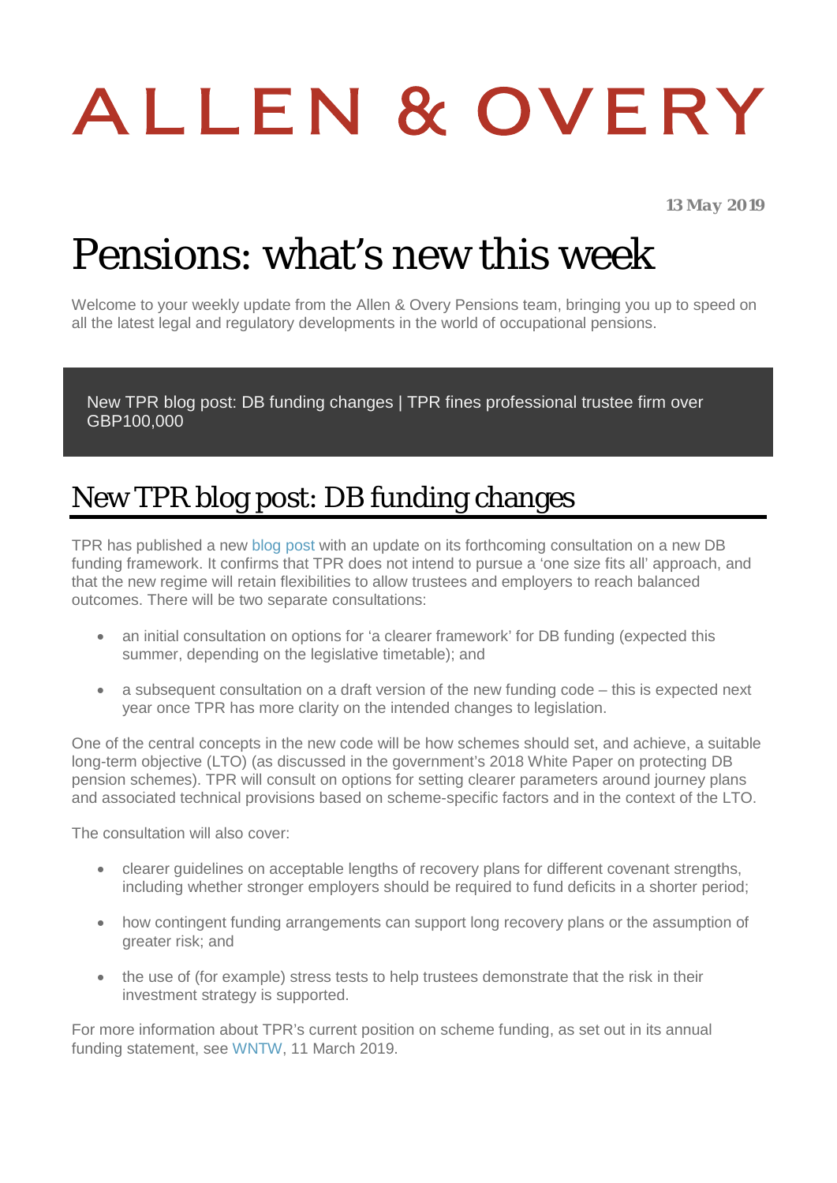# ALLEN & OVERY

**13 May 2019**

# Pensions: what's new this week

Welcome to your weekly update from the Allen & Overy Pensions team, bringing you up to speed on all the latest legal and regulatory developments in the world of occupational pensions.

New TPR blog post: DB funding changes | TPR fines professional trustee firm over GBP100,000

## New TPR blog post: DB funding changes

TPR has published a new blog post with an update on its forthcoming consultation on a new DB funding framework. It confirms that TPR does not intend to pursue a 'one size fits all' approach, and that the new regime will retain flexibilities to allow trustees and employers to reach balanced outcomes. There will be two separate consultations:

- an initial consultation on options for 'a clearer framework' for DB funding (expected this summer, depending on the legislative timetable); and
- a subsequent consultation on a draft version of the new funding code – this is expected next year once TPR has more clarity on the intended changes to legislation.

One of the central concepts in the new code will be how schemes should set, and achieve, a suitable long-term objective (LTO) (as discussed in the government's 2018 White Paper on protecting DB pension schemes). TPR will consult on options for setting clearer parameters around journey plans and associated technical provisions based on scheme-specific factors and in the context of the LTO.

The consultation will also cover:

- clearer guidelines on acceptable lengths of recovery plans for different covenant strengths, including whether stronger employers should be required to fund deficits in a shorter period;
- how contingent funding arrangements can support long recovery plans or the assumption of greater risk; and
- the use of (for example) stress tests to help trustees demonstrate that the risk in their investment strategy is supported.

For more information about TPR's current position on scheme funding, as set out in its annual funding statement, see WNTW, 11 March 2019.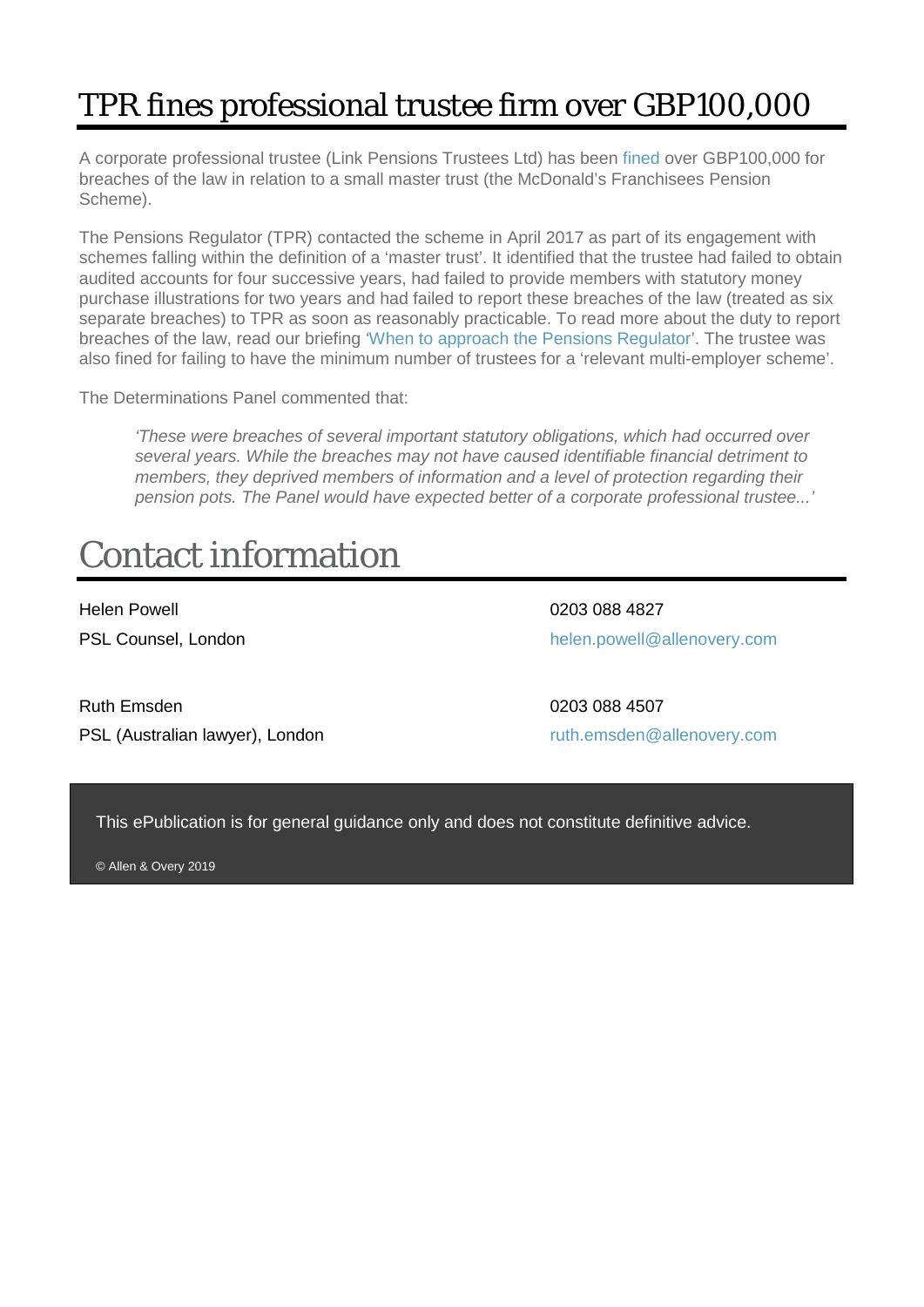# TPR fines professional trustee firm over GBP100,000

A corporate professional trustee (Link Pensions Trustees Ltd) has been fined over GBP100,000 for breaches of the law in relation to a small master trust (the McDonald's Franchisees Pension Scheme).

The Pensions Regulator (TPR) contacted the scheme in April 2017 as part of its engagement with schemes falling within the definition of a 'master trust'. It identified that the trustee had failed to obtain audited accounts for four successive years, had failed to provide members with statutory money purchase illustrations for two years and had failed to report these breaches of the law (treated as six separate breaches) to TPR as soon as reasonably practicable. To read more about the duty to report breaches of the law, read our briefing 'When to approach the Pensions Regulator'. The trustee was also fined for failing to have the minimum number of trustees for a 'relevant multi-employer scheme'.

The Determinations Panel commented that:

> *'These were breaches of several important statutory obligations, which had occurred over several years. While the breaches may not have caused identifiable financial detriment to members, they deprived members of information and a level of protection regarding their pension pots. The Panel would have expected better of a corporate professional trustee...'*

# Contact information

Helen Powell
PSL Counsel, London
0203 088 4827
helen.powell@allenovery.com

Ruth Emsden
PSL (Australian lawyer), London
0203 088 4507
ruth.emsden@allenovery.com

This ePublication is for general guidance only and does not constitute definitive advice.

© Allen & Overy 2019